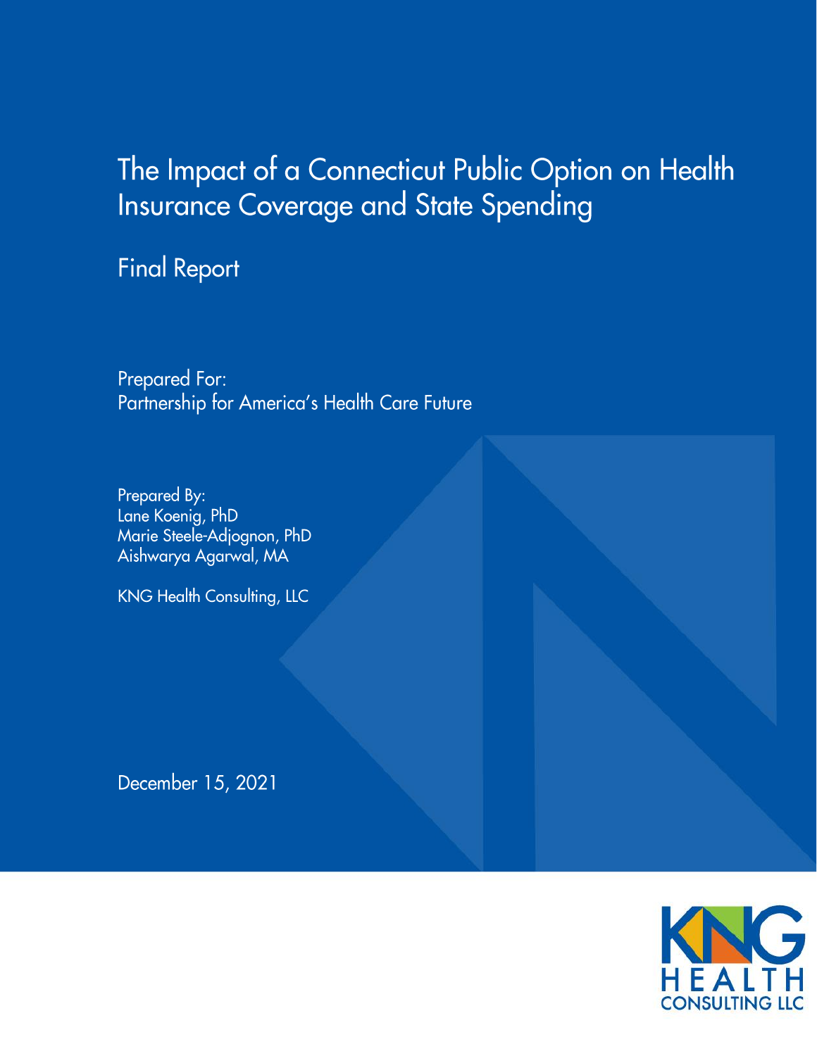# The Impact of a Connecticut Public Option on Health Insurance Coverage and State Spending

## Final Report

Prepared For:
Partnership for America's Health Care Future

Prepared By:
Lane Koenig, PhD
Marie Steele-Adjognon, PhD
Aishwarya Agarwal, MA

KNG Health Consulting, LLC

December 15, 2021

KNG HEALTH CONSULTING LLC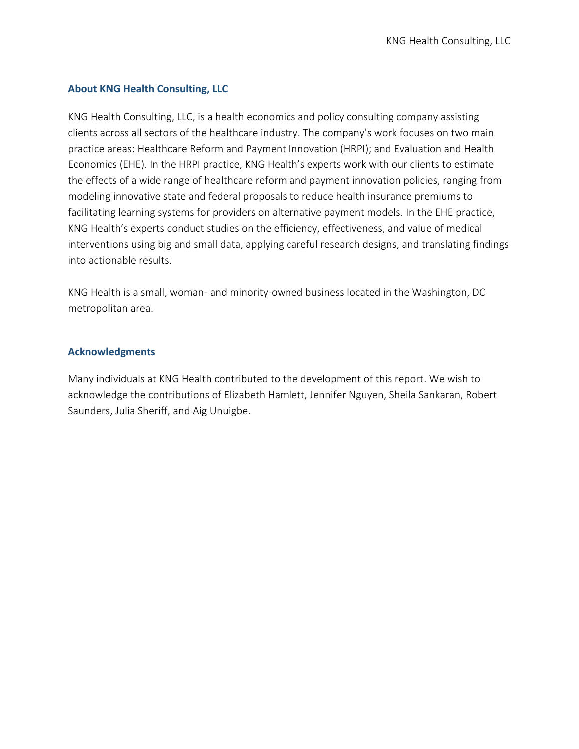## About KNG Health Consulting, LLC

KNG Health Consulting, LLC, is a health economics and policy consulting company assisting clients across all sectors of the healthcare industry. The company's work focuses on two main practice areas: Healthcare Reform and Payment Innovation (HRPI); and Evaluation and Health Economics (EHE). In the HRPI practice, KNG Health's experts work with our clients to estimate the effects of a wide range of healthcare reform and payment innovation policies, ranging from modeling innovative state and federal proposals to reduce health insurance premiums to facilitating learning systems for providers on alternative payment models. In the EHE practice, KNG Health's experts conduct studies on the efficiency, effectiveness, and value of medical interventions using big and small data, applying careful research designs, and translating findings into actionable results.

KNG Health is a small, woman- and minority-owned business located in the Washington, DC metropolitan area.

## Acknowledgments

Many individuals at KNG Health contributed to the development of this report. We wish to acknowledge the contributions of Elizabeth Hamlett, Jennifer Nguyen, Sheila Sankaran, Robert Saunders, Julia Sheriff, and Aig Unuigbe.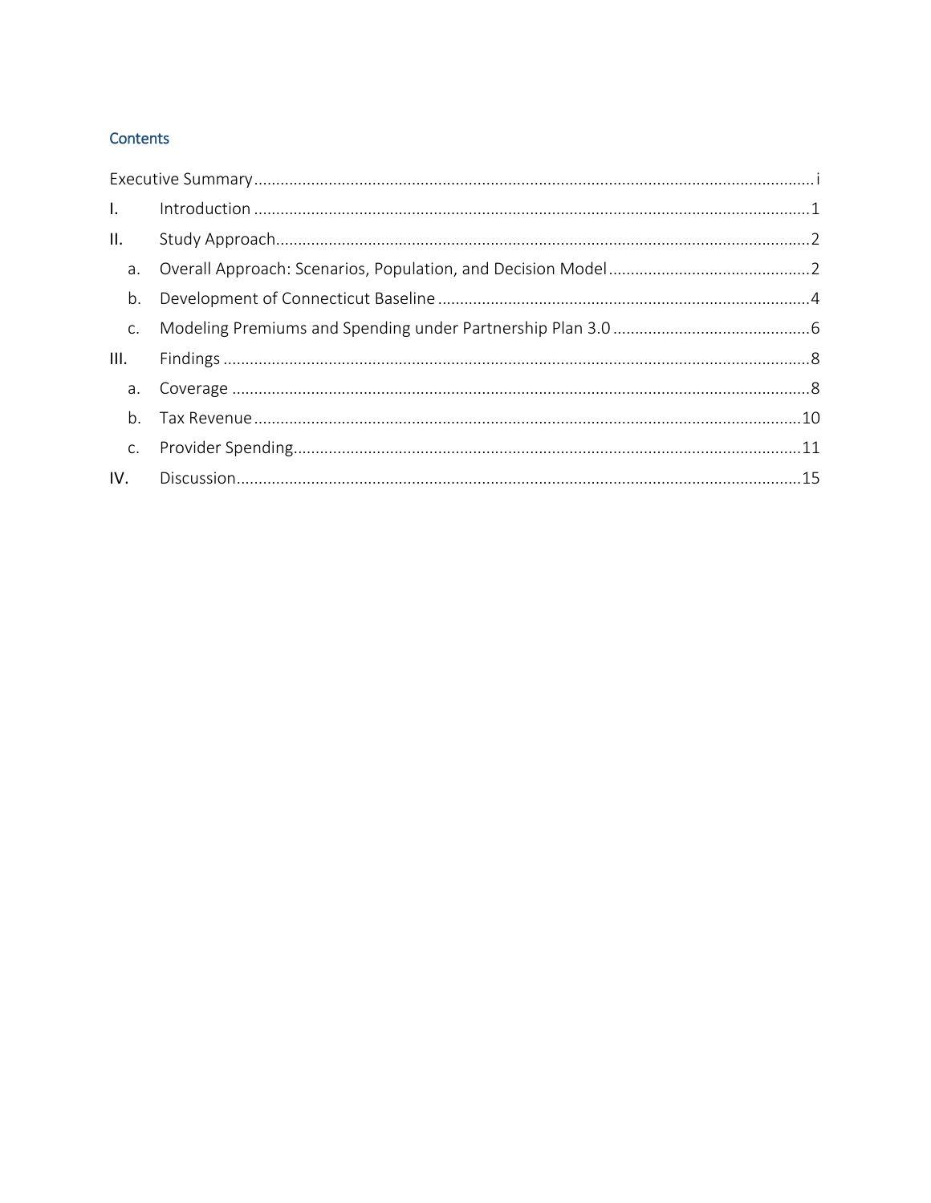## Contents

- Executive Summary ........ i
- I. Introduction ........ 1
- II. Study Approach ........ 2
  - a. Overall Approach: Scenarios, Population, and Decision Model ........ 2
  - b. Development of Connecticut Baseline ........ 4
  - c. Modeling Premiums and Spending under Partnership Plan 3.0 ........ 6
- III. Findings ........ 8
  - a. Coverage ........ 8
  - b. Tax Revenue ........ 10
  - c. Provider Spending ........ 11
- IV. Discussion ........ 15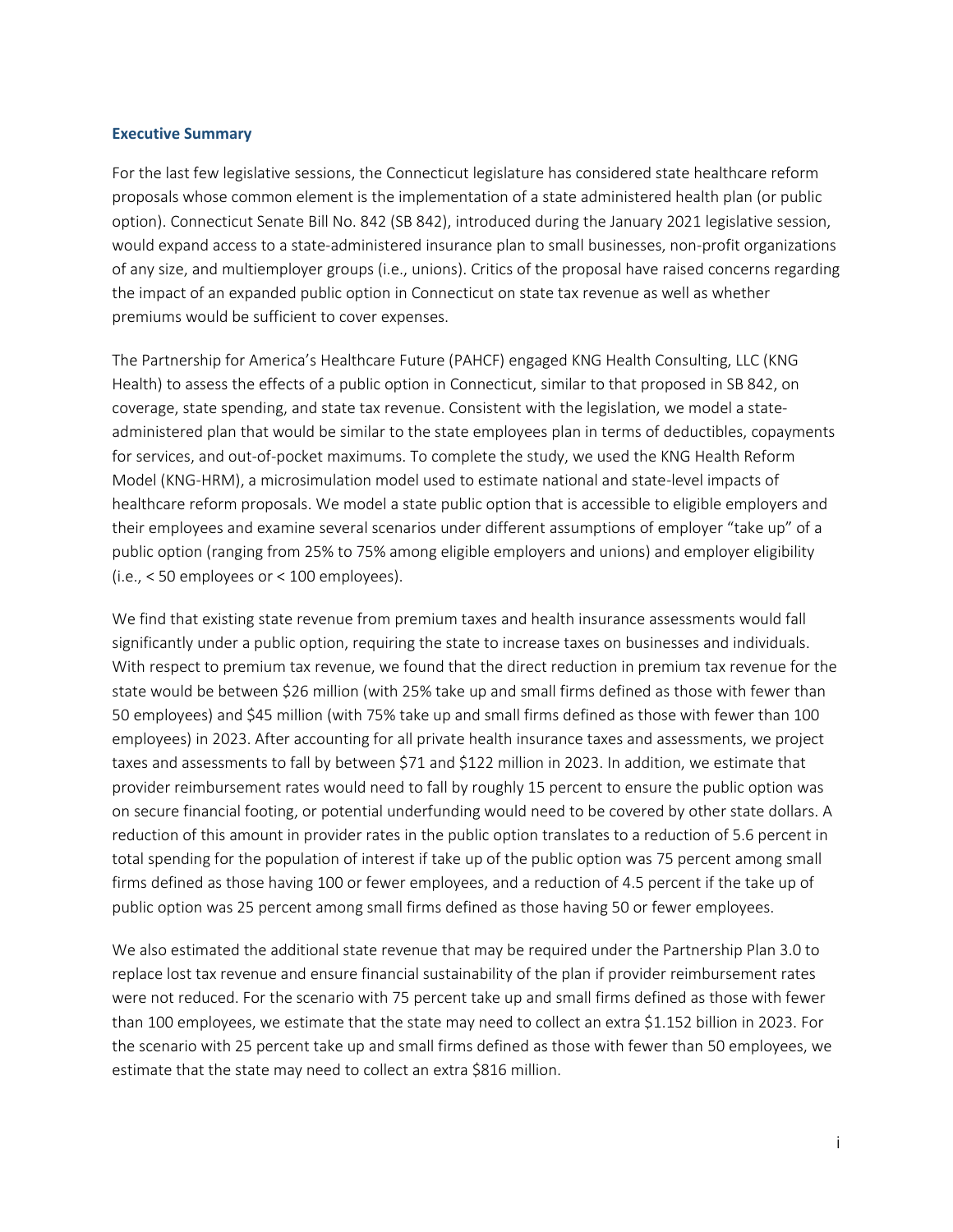### Executive Summary

For the last few legislative sessions, the Connecticut legislature has considered state healthcare reform proposals whose common element is the implementation of a state administered health plan (or public option). Connecticut Senate Bill No. 842 (SB 842), introduced during the January 2021 legislative session, would expand access to a state-administered insurance plan to small businesses, non-profit organizations of any size, and multiemployer groups (i.e., unions). Critics of the proposal have raised concerns regarding the impact of an expanded public option in Connecticut on state tax revenue as well as whether premiums would be sufficient to cover expenses.

The Partnership for America's Healthcare Future (PAHCF) engaged KNG Health Consulting, LLC (KNG Health) to assess the effects of a public option in Connecticut, similar to that proposed in SB 842, on coverage, state spending, and state tax revenue. Consistent with the legislation, we model a state-administered plan that would be similar to the state employees plan in terms of deductibles, copayments for services, and out-of-pocket maximums. To complete the study, we used the KNG Health Reform Model (KNG-HRM), a microsimulation model used to estimate national and state-level impacts of healthcare reform proposals. We model a state public option that is accessible to eligible employers and their employees and examine several scenarios under different assumptions of employer "take up" of a public option (ranging from 25% to 75% among eligible employers and unions) and employer eligibility (i.e., < 50 employees or < 100 employees).

We find that existing state revenue from premium taxes and health insurance assessments would fall significantly under a public option, requiring the state to increase taxes on businesses and individuals. With respect to premium tax revenue, we found that the direct reduction in premium tax revenue for the state would be between $26 million (with 25% take up and small firms defined as those with fewer than 50 employees) and $45 million (with 75% take up and small firms defined as those with fewer than 100 employees) in 2023. After accounting for all private health insurance taxes and assessments, we project taxes and assessments to fall by between $71 and $122 million in 2023. In addition, we estimate that provider reimbursement rates would need to fall by roughly 15 percent to ensure the public option was on secure financial footing, or potential underfunding would need to be covered by other state dollars. A reduction of this amount in provider rates in the public option translates to a reduction of 5.6 percent in total spending for the population of interest if take up of the public option was 75 percent among small firms defined as those having 100 or fewer employees, and a reduction of 4.5 percent if the take up of public option was 25 percent among small firms defined as those having 50 or fewer employees.

We also estimated the additional state revenue that may be required under the Partnership Plan 3.0 to replace lost tax revenue and ensure financial sustainability of the plan if provider reimbursement rates were not reduced. For the scenario with 75 percent take up and small firms defined as those with fewer than 100 employees, we estimate that the state may need to collect an extra $1.152 billion in 2023. For the scenario with 25 percent take up and small firms defined as those with fewer than 50 employees, we estimate that the state may need to collect an extra $816 million.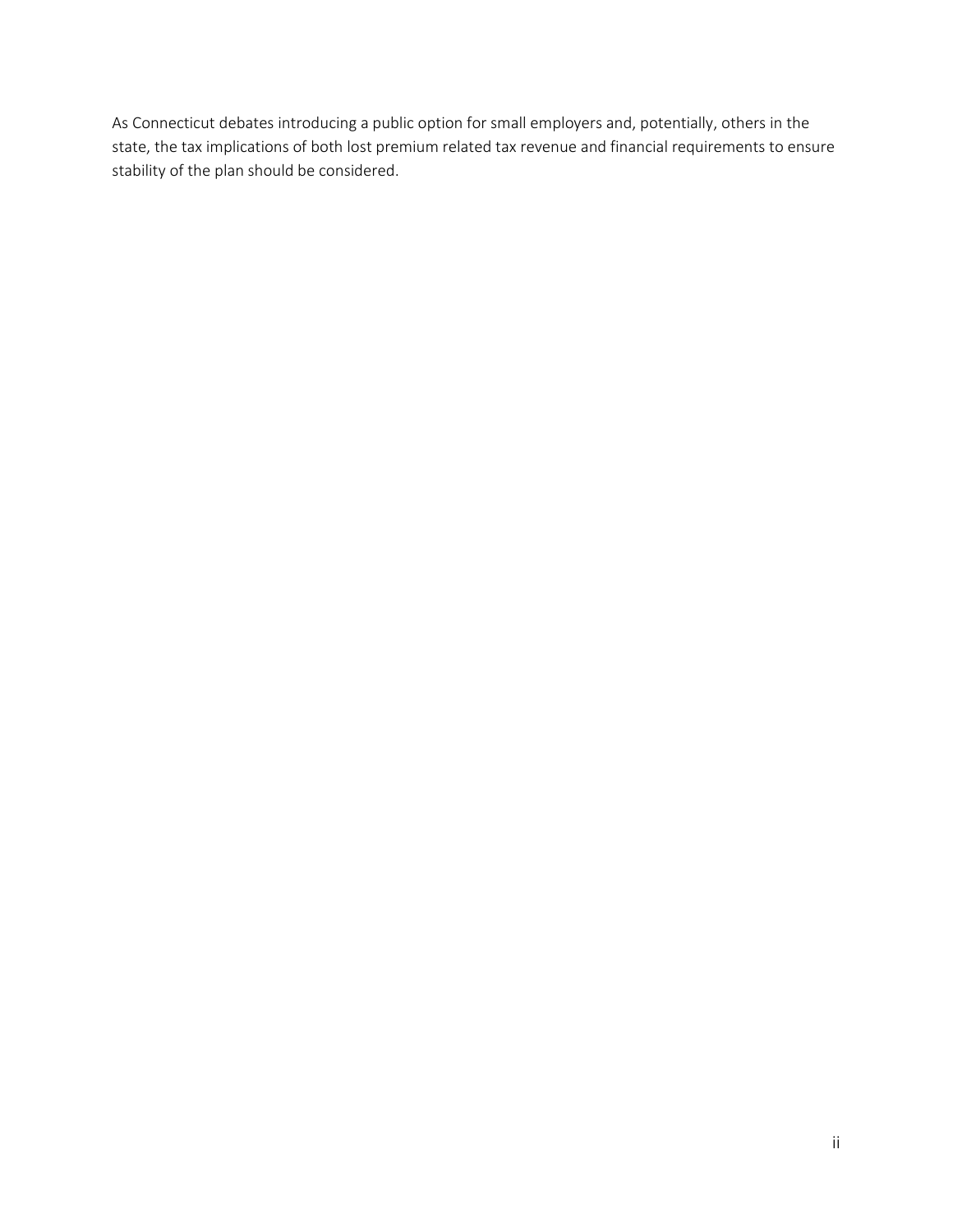As Connecticut debates introducing a public option for small employers and, potentially, others in the state, the tax implications of both lost premium related tax revenue and financial requirements to ensure stability of the plan should be considered.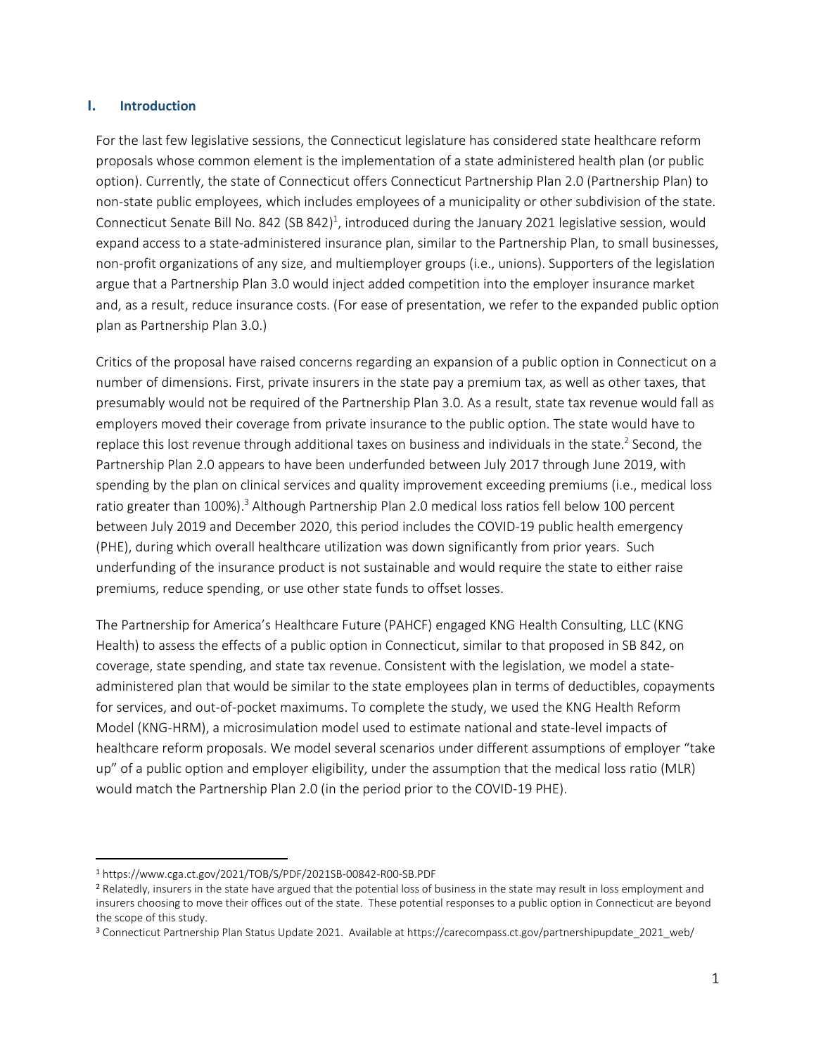## I. Introduction

For the last few legislative sessions, the Connecticut legislature has considered state healthcare reform proposals whose common element is the implementation of a state administered health plan (or public option). Currently, the state of Connecticut offers Connecticut Partnership Plan 2.0 (Partnership Plan) to non-state public employees, which includes employees of a municipality or other subdivision of the state. Connecticut Senate Bill No. 842 (SB 842)[1], introduced during the January 2021 legislative session, would expand access to a state-administered insurance plan, similar to the Partnership Plan, to small businesses, non-profit organizations of any size, and multiemployer groups (i.e., unions). Supporters of the legislation argue that a Partnership Plan 3.0 would inject added competition into the employer insurance market and, as a result, reduce insurance costs. (For ease of presentation, we refer to the expanded public option plan as Partnership Plan 3.0.)

Critics of the proposal have raised concerns regarding an expansion of a public option in Connecticut on a number of dimensions. First, private insurers in the state pay a premium tax, as well as other taxes, that presumably would not be required of the Partnership Plan 3.0. As a result, state tax revenue would fall as employers moved their coverage from private insurance to the public option. The state would have to replace this lost revenue through additional taxes on business and individuals in the state.[2] Second, the Partnership Plan 2.0 appears to have been underfunded between July 2017 through June 2019, with spending by the plan on clinical services and quality improvement exceeding premiums (i.e., medical loss ratio greater than 100%).[3] Although Partnership Plan 2.0 medical loss ratios fell below 100 percent between July 2019 and December 2020, this period includes the COVID-19 public health emergency (PHE), during which overall healthcare utilization was down significantly from prior years. Such underfunding of the insurance product is not sustainable and would require the state to either raise premiums, reduce spending, or use other state funds to offset losses.

The Partnership for America's Healthcare Future (PAHCF) engaged KNG Health Consulting, LLC (KNG Health) to assess the effects of a public option in Connecticut, similar to that proposed in SB 842, on coverage, state spending, and state tax revenue. Consistent with the legislation, we model a state-administered plan that would be similar to the state employees plan in terms of deductibles, copayments for services, and out-of-pocket maximums. To complete the study, we used the KNG Health Reform Model (KNG-HRM), a microsimulation model used to estimate national and state-level impacts of healthcare reform proposals. We model several scenarios under different assumptions of employer "take up" of a public option and employer eligibility, under the assumption that the medical loss ratio (MLR) would match the Partnership Plan 2.0 (in the period prior to the COVID-19 PHE).

---

[1] https://www.cga.ct.gov/2021/TOB/S/PDF/2021SB-00842-R00-SB.PDF

[2] Relatedly, insurers in the state have argued that the potential loss of business in the state may result in loss employment and insurers choosing to move their offices out of the state. These potential responses to a public option in Connecticut are beyond the scope of this study.

[3] Connecticut Partnership Plan Status Update 2021. Available at https://carecompass.ct.gov/partnershipupdate_2021_web/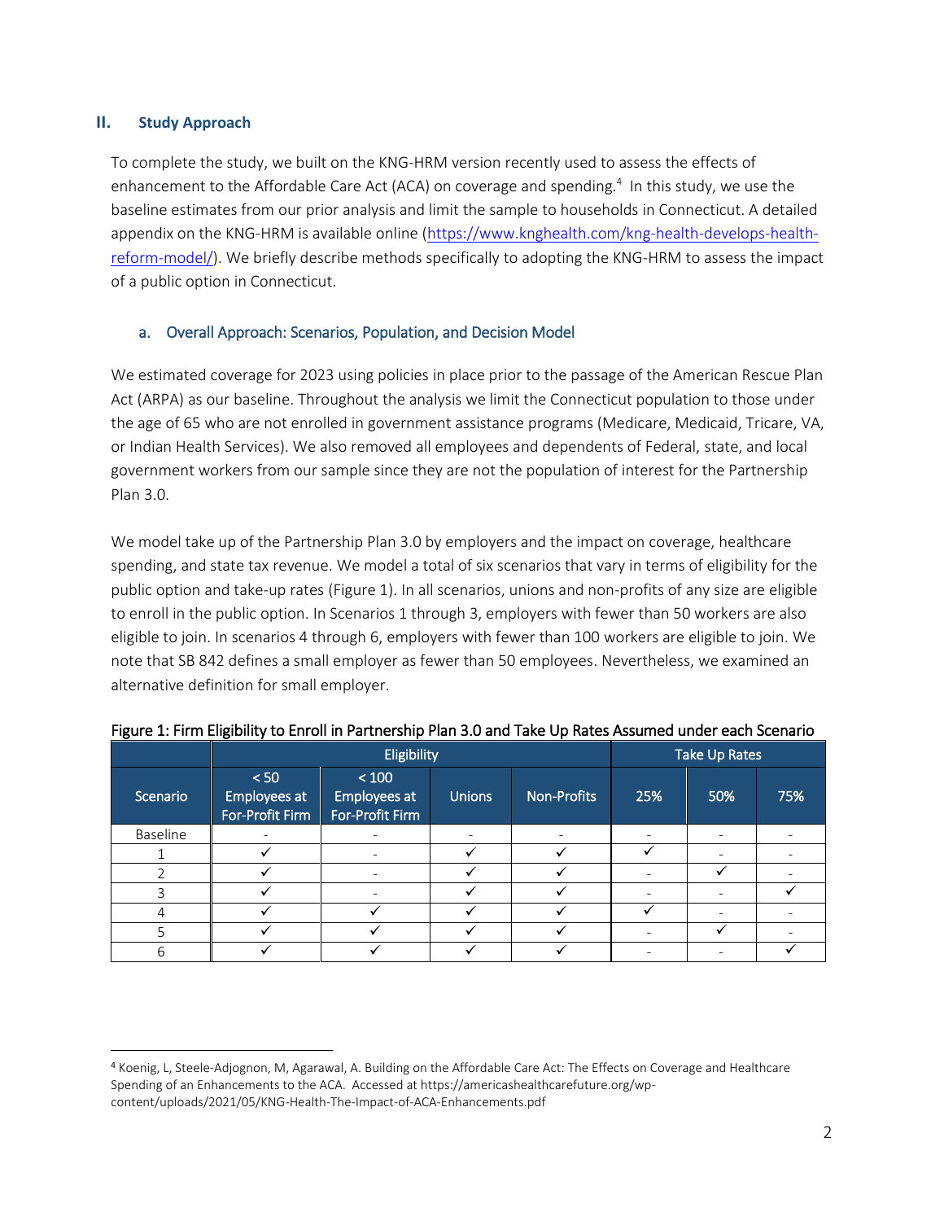## II. Study Approach

To complete the study, we built on the KNG-HRM version recently used to assess the effects of enhancement to the Affordable Care Act (ACA) on coverage and spending.[4] In this study, we use the baseline estimates from our prior analysis and limit the sample to households in Connecticut. A detailed appendix on the KNG-HRM is available online (https://www.knghealth.com/kng-health-develops-health-reform-model/). We briefly describe methods specifically to adopting the KNG-HRM to assess the impact of a public option in Connecticut.

### a. Overall Approach: Scenarios, Population, and Decision Model

We estimated coverage for 2023 using policies in place prior to the passage of the American Rescue Plan Act (ARPA) as our baseline. Throughout the analysis we limit the Connecticut population to those under the age of 65 who are not enrolled in government assistance programs (Medicare, Medicaid, Tricare, VA, or Indian Health Services). We also removed all employees and dependents of Federal, state, and local government workers from our sample since they are not the population of interest for the Partnership Plan 3.0.

We model take up of the Partnership Plan 3.0 by employers and the impact on coverage, healthcare spending, and state tax revenue. We model a total of six scenarios that vary in terms of eligibility for the public option and take-up rates (Figure 1). In all scenarios, unions and non-profits of any size are eligible to enroll in the public option. In Scenarios 1 through 3, employers with fewer than 50 workers are also eligible to join. In scenarios 4 through 6, employers with fewer than 100 workers are eligible to join. We note that SB 842 defines a small employer as fewer than 50 employees. Nevertheless, we examined an alternative definition for small employer.

Figure 1: Firm Eligibility to Enroll in Partnership Plan 3.0 and Take Up Rates Assumed under each Scenario

| Scenario | Eligibility | | | | Take Up Rates | | |
|---|---|---|---|---|---|---|---|
| | < 50 Employees at For-Profit Firm | < 100 Employees at For-Profit Firm | Unions | Non-Profits | 25% | 50% | 75% |
| Baseline | - | - | - | - | - | - | - |
| 1 | ✓ | - | ✓ | ✓ | ✓ | - | - |
| 2 | ✓ | - | ✓ | ✓ | - | ✓ | - |
| 3 | ✓ | - | ✓ | ✓ | - | - | ✓ |
| 4 | ✓ | ✓ | ✓ | ✓ | ✓ | - | - |
| 5 | ✓ | ✓ | ✓ | ✓ | - | ✓ | - |
| 6 | ✓ | ✓ | ✓ | ✓ | - | - | ✓ |

[4] Koenig, L, Steele-Adjognon, M, Agarawal, A. Building on the Affordable Care Act: The Effects on Coverage and Healthcare Spending of an Enhancements to the ACA. Accessed at https://americashealthcarefuture.org/wp-content/uploads/2021/05/KNG-Health-The-Impact-of-ACA-Enhancements.pdf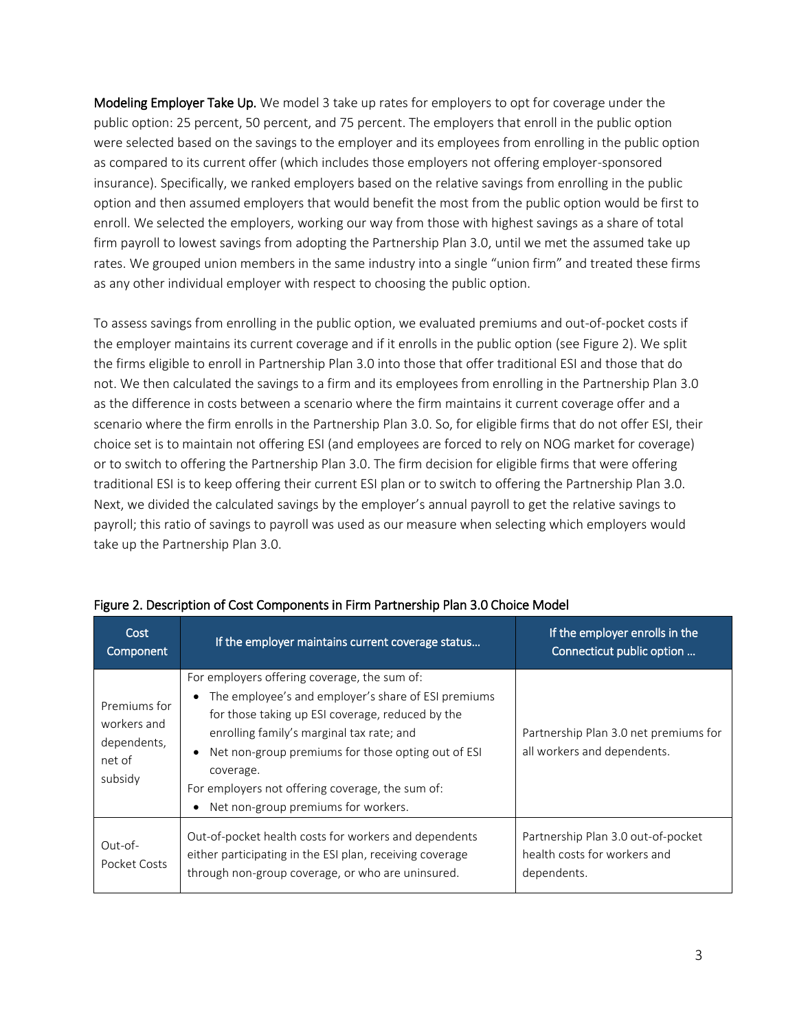**Modeling Employer Take Up.** We model 3 take up rates for employers to opt for coverage under the public option: 25 percent, 50 percent, and 75 percent. The employers that enroll in the public option were selected based on the savings to the employer and its employees from enrolling in the public option as compared to its current offer (which includes those employers not offering employer-sponsored insurance). Specifically, we ranked employers based on the relative savings from enrolling in the public option and then assumed employers that would benefit the most from the public option would be first to enroll. We selected the employers, working our way from those with highest savings as a share of total firm payroll to lowest savings from adopting the Partnership Plan 3.0, until we met the assumed take up rates. We grouped union members in the same industry into a single "union firm" and treated these firms as any other individual employer with respect to choosing the public option.

To assess savings from enrolling in the public option, we evaluated premiums and out-of-pocket costs if the employer maintains its current coverage and if it enrolls in the public option (see Figure 2). We split the firms eligible to enroll in Partnership Plan 3.0 into those that offer traditional ESI and those that do not. We then calculated the savings to a firm and its employees from enrolling in the Partnership Plan 3.0 as the difference in costs between a scenario where the firm maintains it current coverage offer and a scenario where the firm enrolls in the Partnership Plan 3.0. So, for eligible firms that do not offer ESI, their choice set is to maintain not offering ESI (and employees are forced to rely on NOG market for coverage) or to switch to offering the Partnership Plan 3.0. The firm decision for eligible firms that were offering traditional ESI is to keep offering their current ESI plan or to switch to offering the Partnership Plan 3.0. Next, we divided the calculated savings by the employer's annual payroll to get the relative savings to payroll; this ratio of savings to payroll was used as our measure when selecting which employers would take up the Partnership Plan 3.0.

Figure 2. Description of Cost Components in Firm Partnership Plan 3.0 Choice Model

| Cost Component | If the employer maintains current coverage status… | If the employer enrolls in the Connecticut public option … |
|---|---|---|
| Premiums for workers and dependents, net of subsidy | For employers offering coverage, the sum of:<br>• The employee's and employer's share of ESI premiums for those taking up ESI coverage, reduced by the enrolling family's marginal tax rate; and<br>• Net non-group premiums for those opting out of ESI coverage.<br>For employers not offering coverage, the sum of:<br>• Net non-group premiums for workers. | Partnership Plan 3.0 net premiums for all workers and dependents. |
| Out-of-Pocket Costs | Out-of-pocket health costs for workers and dependents either participating in the ESI plan, receiving coverage through non-group coverage, or who are uninsured. | Partnership Plan 3.0 out-of-pocket health costs for workers and dependents. |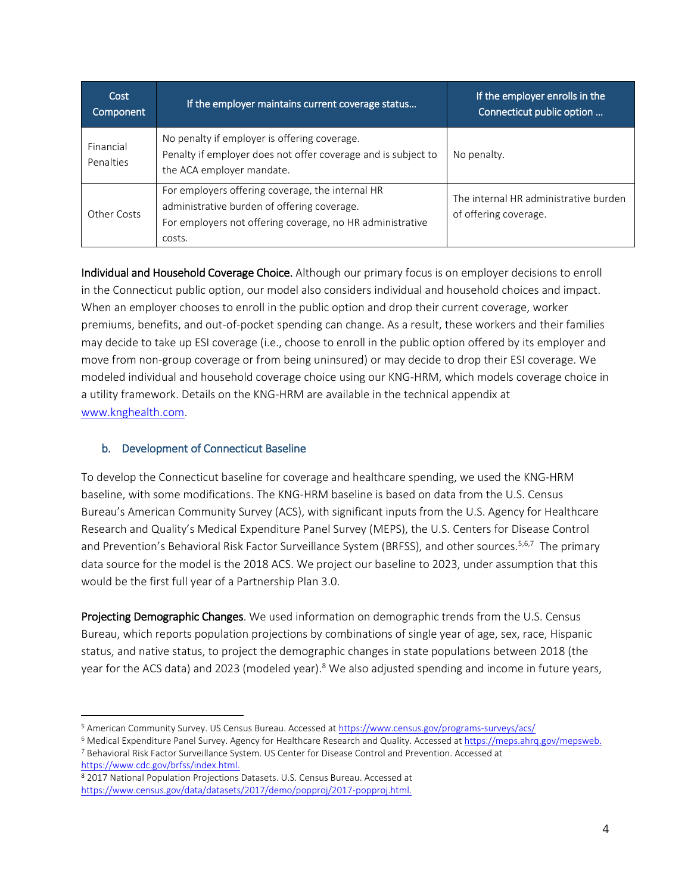| Cost Component | If the employer maintains current coverage status… | If the employer enrolls in the Connecticut public option … |
|---|---|---|
| Financial Penalties | No penalty if employer is offering coverage.<br>Penalty if employer does not offer coverage and is subject to the ACA employer mandate. | No penalty. |
| Other Costs | For employers offering coverage, the internal HR administrative burden of offering coverage.<br>For employers not offering coverage, no HR administrative costs. | The internal HR administrative burden of offering coverage. |

**Individual and Household Coverage Choice.** Although our primary focus is on employer decisions to enroll in the Connecticut public option, our model also considers individual and household choices and impact. When an employer chooses to enroll in the public option and drop their current coverage, worker premiums, benefits, and out-of-pocket spending can change. As a result, these workers and their families may decide to take up ESI coverage (i.e., choose to enroll in the public option offered by its employer and move from non-group coverage or from being uninsured) or may decide to drop their ESI coverage. We modeled individual and household coverage choice using our KNG-HRM, which models coverage choice in a utility framework. Details on the KNG-HRM are available in the technical appendix at www.knghealth.com.

### b. Development of Connecticut Baseline

To develop the Connecticut baseline for coverage and healthcare spending, we used the KNG-HRM baseline, with some modifications. The KNG-HRM baseline is based on data from the U.S. Census Bureau's American Community Survey (ACS), with significant inputs from the U.S. Agency for Healthcare Research and Quality's Medical Expenditure Panel Survey (MEPS), the U.S. Centers for Disease Control and Prevention's Behavioral Risk Factor Surveillance System (BRFSS), and other sources.[5,6,7] The primary data source for the model is the 2018 ACS. We project our baseline to 2023, under assumption that this would be the first full year of a Partnership Plan 3.0.

**Projecting Demographic Changes**. We used information on demographic trends from the U.S. Census Bureau, which reports population projections by combinations of single year of age, sex, race, Hispanic status, and native status, to project the demographic changes in state populations between 2018 (the year for the ACS data) and 2023 (modeled year).[8] We also adjusted spending and income in future years,

---

[5] American Community Survey. US Census Bureau. Accessed at https://www.census.gov/programs-surveys/acs/

[6] Medical Expenditure Panel Survey. Agency for Healthcare Research and Quality. Accessed at https://meps.ahrq.gov/mepsweb.

[7] Behavioral Risk Factor Surveillance System. US Center for Disease Control and Prevention. Accessed at https://www.cdc.gov/brfss/index.html.

[8] 2017 National Population Projections Datasets. U.S. Census Bureau. Accessed at https://www.census.gov/data/datasets/2017/demo/popproj/2017-popproj.html.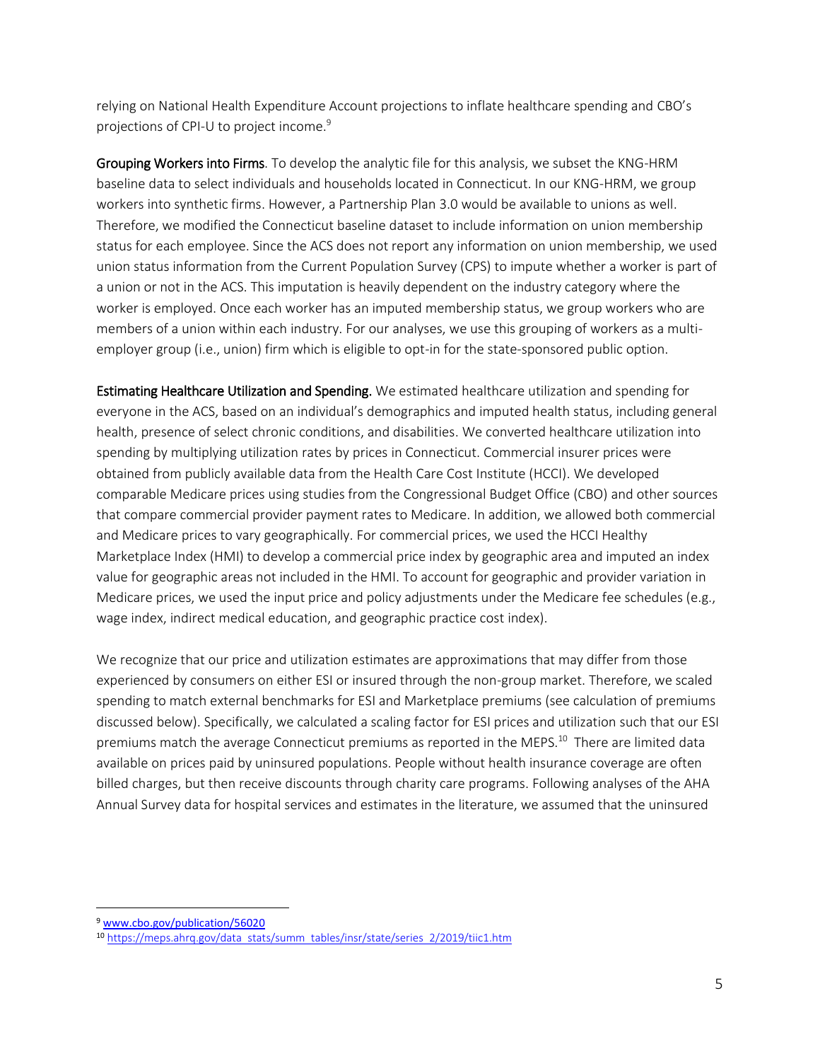relying on National Health Expenditure Account projections to inflate healthcare spending and CBO's projections of CPI-U to project income.[9]

**Grouping Workers into Firms**. To develop the analytic file for this analysis, we subset the KNG-HRM baseline data to select individuals and households located in Connecticut. In our KNG-HRM, we group workers into synthetic firms. However, a Partnership Plan 3.0 would be available to unions as well. Therefore, we modified the Connecticut baseline dataset to include information on union membership status for each employee. Since the ACS does not report any information on union membership, we used union status information from the Current Population Survey (CPS) to impute whether a worker is part of a union or not in the ACS. This imputation is heavily dependent on the industry category where the worker is employed. Once each worker has an imputed membership status, we group workers who are members of a union within each industry. For our analyses, we use this grouping of workers as a multi-employer group (i.e., union) firm which is eligible to opt-in for the state-sponsored public option.

**Estimating Healthcare Utilization and Spending.** We estimated healthcare utilization and spending for everyone in the ACS, based on an individual's demographics and imputed health status, including general health, presence of select chronic conditions, and disabilities. We converted healthcare utilization into spending by multiplying utilization rates by prices in Connecticut. Commercial insurer prices were obtained from publicly available data from the Health Care Cost Institute (HCCI). We developed comparable Medicare prices using studies from the Congressional Budget Office (CBO) and other sources that compare commercial provider payment rates to Medicare. In addition, we allowed both commercial and Medicare prices to vary geographically. For commercial prices, we used the HCCI Healthy Marketplace Index (HMI) to develop a commercial price index by geographic area and imputed an index value for geographic areas not included in the HMI. To account for geographic and provider variation in Medicare prices, we used the input price and policy adjustments under the Medicare fee schedules (e.g., wage index, indirect medical education, and geographic practice cost index).

We recognize that our price and utilization estimates are approximations that may differ from those experienced by consumers on either ESI or insured through the non-group market. Therefore, we scaled spending to match external benchmarks for ESI and Marketplace premiums (see calculation of premiums discussed below). Specifically, we calculated a scaling factor for ESI prices and utilization such that our ESI premiums match the average Connecticut premiums as reported in the MEPS.[10] There are limited data available on prices paid by uninsured populations. People without health insurance coverage are often billed charges, but then receive discounts through charity care programs. Following analyses of the AHA Annual Survey data for hospital services and estimates in the literature, we assumed that the uninsured

---

[9] www.cbo.gov/publication/56020

[10] https://meps.ahrq.gov/data_stats/summ_tables/insr/state/series_2/2019/tiic1.htm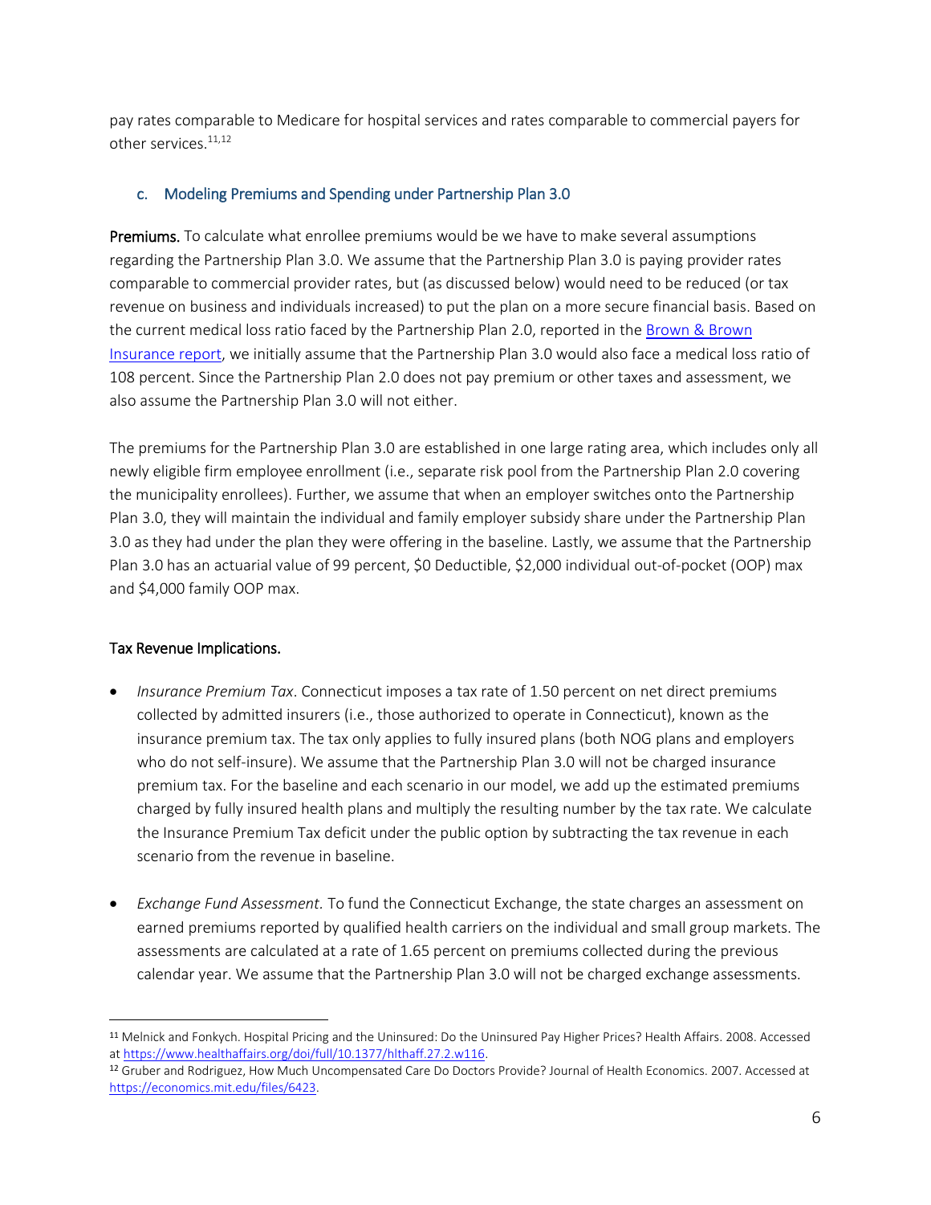pay rates comparable to Medicare for hospital services and rates comparable to commercial payers for other services.[11,12]

### c. Modeling Premiums and Spending under Partnership Plan 3.0

**Premiums.** To calculate what enrollee premiums would be we have to make several assumptions regarding the Partnership Plan 3.0. We assume that the Partnership Plan 3.0 is paying provider rates comparable to commercial provider rates, but (as discussed below) would need to be reduced (or tax revenue on business and individuals increased) to put the plan on a more secure financial basis. Based on the current medical loss ratio faced by the Partnership Plan 2.0, reported in the Brown & Brown Insurance report, we initially assume that the Partnership Plan 3.0 would also face a medical loss ratio of 108 percent. Since the Partnership Plan 2.0 does not pay premium or other taxes and assessment, we also assume the Partnership Plan 3.0 will not either.

The premiums for the Partnership Plan 3.0 are established in one large rating area, which includes only all newly eligible firm employee enrollment (i.e., separate risk pool from the Partnership Plan 2.0 covering the municipality enrollees). Further, we assume that when an employer switches onto the Partnership Plan 3.0, they will maintain the individual and family employer subsidy share under the Partnership Plan 3.0 as they had under the plan they were offering in the baseline. Lastly, we assume that the Partnership Plan 3.0 has an actuarial value of 99 percent, $0 Deductible, $2,000 individual out-of-pocket (OOP) max and $4,000 family OOP max.

**Tax Revenue Implications.**

- *Insurance Premium Tax*. Connecticut imposes a tax rate of 1.50 percent on net direct premiums collected by admitted insurers (i.e., those authorized to operate in Connecticut), known as the insurance premium tax. The tax only applies to fully insured plans (both NOG plans and employers who do not self-insure). We assume that the Partnership Plan 3.0 will not be charged insurance premium tax. For the baseline and each scenario in our model, we add up the estimated premiums charged by fully insured health plans and multiply the resulting number by the tax rate. We calculate the Insurance Premium Tax deficit under the public option by subtracting the tax revenue in each scenario from the revenue in baseline.

- *Exchange Fund Assessment*. To fund the Connecticut Exchange, the state charges an assessment on earned premiums reported by qualified health carriers on the individual and small group markets. The assessments are calculated at a rate of 1.65 percent on premiums collected during the previous calendar year. We assume that the Partnership Plan 3.0 will not be charged exchange assessments.

---

[11] Melnick and Fonkych. Hospital Pricing and the Uninsured: Do the Uninsured Pay Higher Prices? Health Affairs. 2008. Accessed at https://www.healthaffairs.org/doi/full/10.1377/hlthaff.27.2.w116.

[12] Gruber and Rodriguez, How Much Uncompensated Care Do Doctors Provide? Journal of Health Economics. 2007. Accessed at https://economics.mit.edu/files/6423.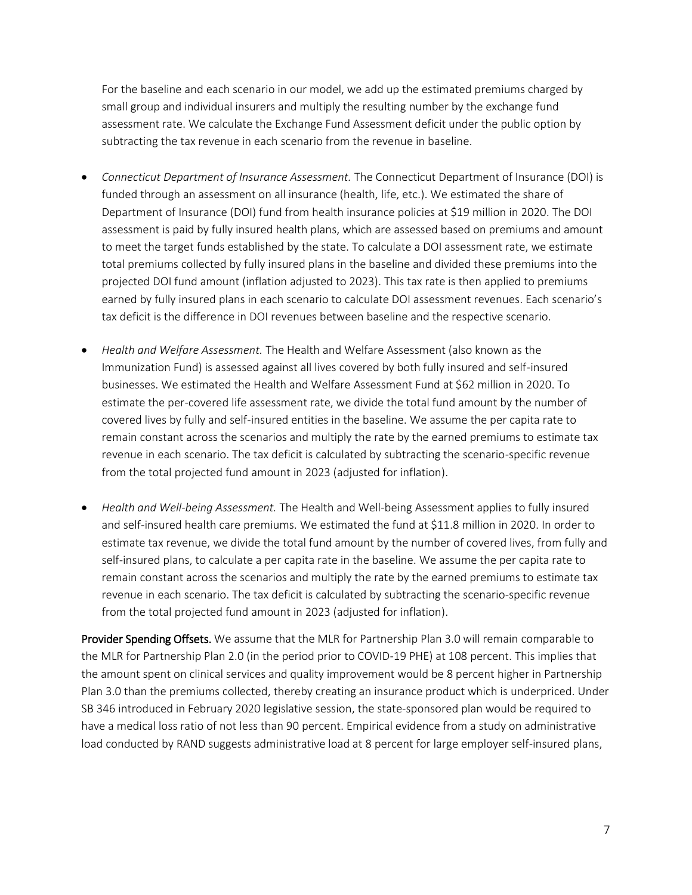For the baseline and each scenario in our model, we add up the estimated premiums charged by small group and individual insurers and multiply the resulting number by the exchange fund assessment rate. We calculate the Exchange Fund Assessment deficit under the public option by subtracting the tax revenue in each scenario from the revenue in baseline.

- *Connecticut Department of Insurance Assessment.* The Connecticut Department of Insurance (DOI) is funded through an assessment on all insurance (health, life, etc.). We estimated the share of Department of Insurance (DOI) fund from health insurance policies at $19 million in 2020. The DOI assessment is paid by fully insured health plans, which are assessed based on premiums and amount to meet the target funds established by the state. To calculate a DOI assessment rate, we estimate total premiums collected by fully insured plans in the baseline and divided these premiums into the projected DOI fund amount (inflation adjusted to 2023). This tax rate is then applied to premiums earned by fully insured plans in each scenario to calculate DOI assessment revenues. Each scenario's tax deficit is the difference in DOI revenues between baseline and the respective scenario.

- *Health and Welfare Assessment.* The Health and Welfare Assessment (also known as the Immunization Fund) is assessed against all lives covered by both fully insured and self-insured businesses. We estimated the Health and Welfare Assessment Fund at $62 million in 2020. To estimate the per-covered life assessment rate, we divide the total fund amount by the number of covered lives by fully and self-insured entities in the baseline. We assume the per capita rate to remain constant across the scenarios and multiply the rate by the earned premiums to estimate tax revenue in each scenario. The tax deficit is calculated by subtracting the scenario-specific revenue from the total projected fund amount in 2023 (adjusted for inflation).

- *Health and Well-being Assessment.* The Health and Well-being Assessment applies to fully insured and self-insured health care premiums. We estimated the fund at $11.8 million in 2020. In order to estimate tax revenue, we divide the total fund amount by the number of covered lives, from fully and self-insured plans, to calculate a per capita rate in the baseline. We assume the per capita rate to remain constant across the scenarios and multiply the rate by the earned premiums to estimate tax revenue in each scenario. The tax deficit is calculated by subtracting the scenario-specific revenue from the total projected fund amount in 2023 (adjusted for inflation).

**Provider Spending Offsets.** We assume that the MLR for Partnership Plan 3.0 will remain comparable to the MLR for Partnership Plan 2.0 (in the period prior to COVID-19 PHE) at 108 percent. This implies that the amount spent on clinical services and quality improvement would be 8 percent higher in Partnership Plan 3.0 than the premiums collected, thereby creating an insurance product which is underpriced. Under SB 346 introduced in February 2020 legislative session, the state-sponsored plan would be required to have a medical loss ratio of not less than 90 percent. Empirical evidence from a study on administrative load conducted by RAND suggests administrative load at 8 percent for large employer self-insured plans,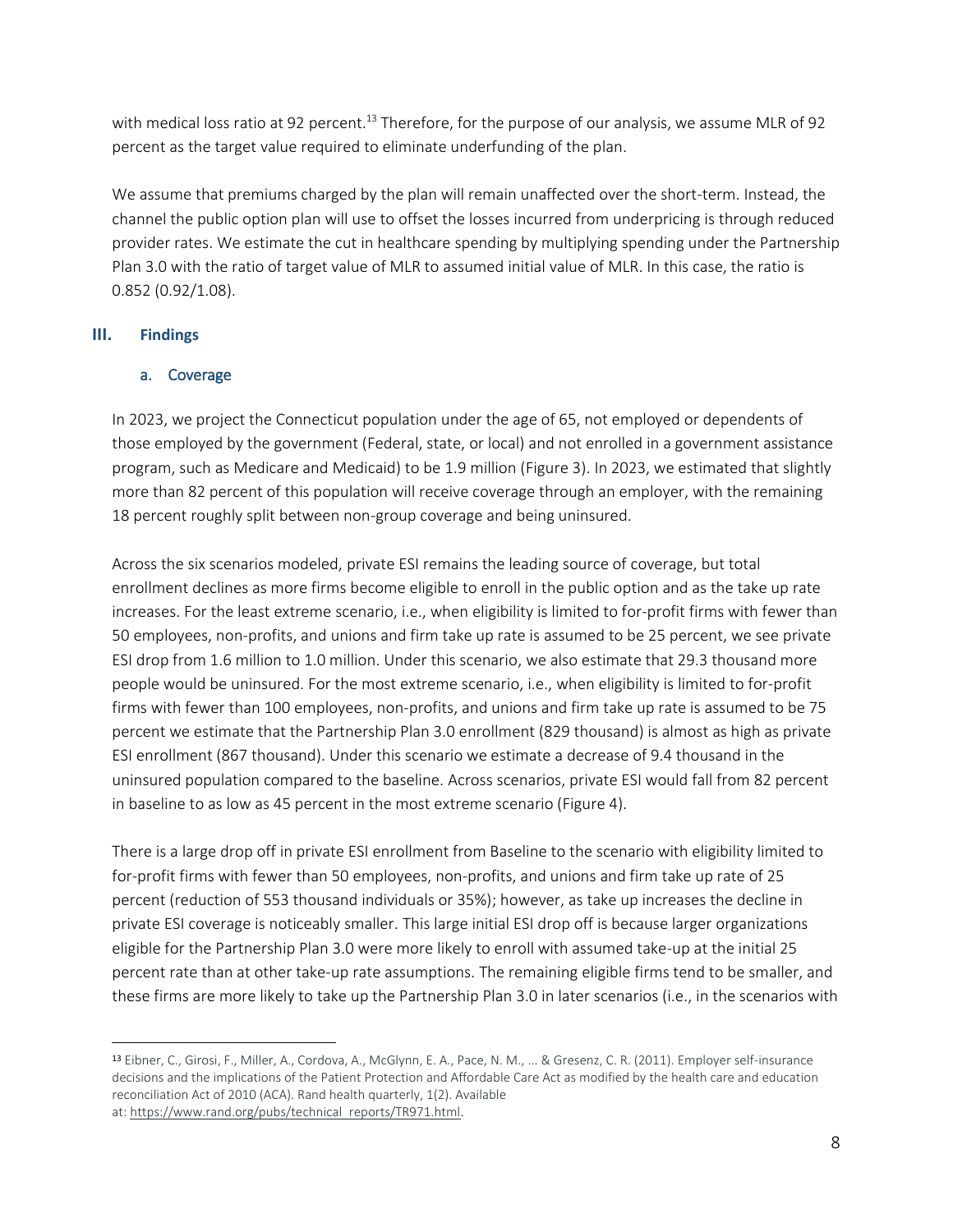with medical loss ratio at 92 percent.[13] Therefore, for the purpose of our analysis, we assume MLR of 92 percent as the target value required to eliminate underfunding of the plan.

We assume that premiums charged by the plan will remain unaffected over the short-term. Instead, the channel the public option plan will use to offset the losses incurred from underpricing is through reduced provider rates. We estimate the cut in healthcare spending by multiplying spending under the Partnership Plan 3.0 with the ratio of target value of MLR to assumed initial value of MLR. In this case, the ratio is 0.852 (0.92/1.08).

## III. Findings

### a. Coverage

In 2023, we project the Connecticut population under the age of 65, not employed or dependents of those employed by the government (Federal, state, or local) and not enrolled in a government assistance program, such as Medicare and Medicaid) to be 1.9 million (Figure 3). In 2023, we estimated that slightly more than 82 percent of this population will receive coverage through an employer, with the remaining 18 percent roughly split between non-group coverage and being uninsured.

Across the six scenarios modeled, private ESI remains the leading source of coverage, but total enrollment declines as more firms become eligible to enroll in the public option and as the take up rate increases. For the least extreme scenario, i.e., when eligibility is limited to for-profit firms with fewer than 50 employees, non-profits, and unions and firm take up rate is assumed to be 25 percent, we see private ESI drop from 1.6 million to 1.0 million. Under this scenario, we also estimate that 29.3 thousand more people would be uninsured. For the most extreme scenario, i.e., when eligibility is limited to for-profit firms with fewer than 100 employees, non-profits, and unions and firm take up rate is assumed to be 75 percent we estimate that the Partnership Plan 3.0 enrollment (829 thousand) is almost as high as private ESI enrollment (867 thousand). Under this scenario we estimate a decrease of 9.4 thousand in the uninsured population compared to the baseline. Across scenarios, private ESI would fall from 82 percent in baseline to as low as 45 percent in the most extreme scenario (Figure 4).

There is a large drop off in private ESI enrollment from Baseline to the scenario with eligibility limited to for-profit firms with fewer than 50 employees, non-profits, and unions and firm take up rate of 25 percent (reduction of 553 thousand individuals or 35%); however, as take up increases the decline in private ESI coverage is noticeably smaller. This large initial ESI drop off is because larger organizations eligible for the Partnership Plan 3.0 were more likely to enroll with assumed take-up at the initial 25 percent rate than at other take-up rate assumptions. The remaining eligible firms tend to be smaller, and these firms are more likely to take up the Partnership Plan 3.0 in later scenarios (i.e., in the scenarios with

---

[13] Eibner, C., Girosi, F., Miller, A., Cordova, A., McGlynn, E. A., Pace, N. M., ... & Gresenz, C. R. (2011). Employer self-insurance decisions and the implications of the Patient Protection and Affordable Care Act as modified by the health care and education reconciliation Act of 2010 (ACA). Rand health quarterly, 1(2). Available at: https://www.rand.org/pubs/technical_reports/TR971.html.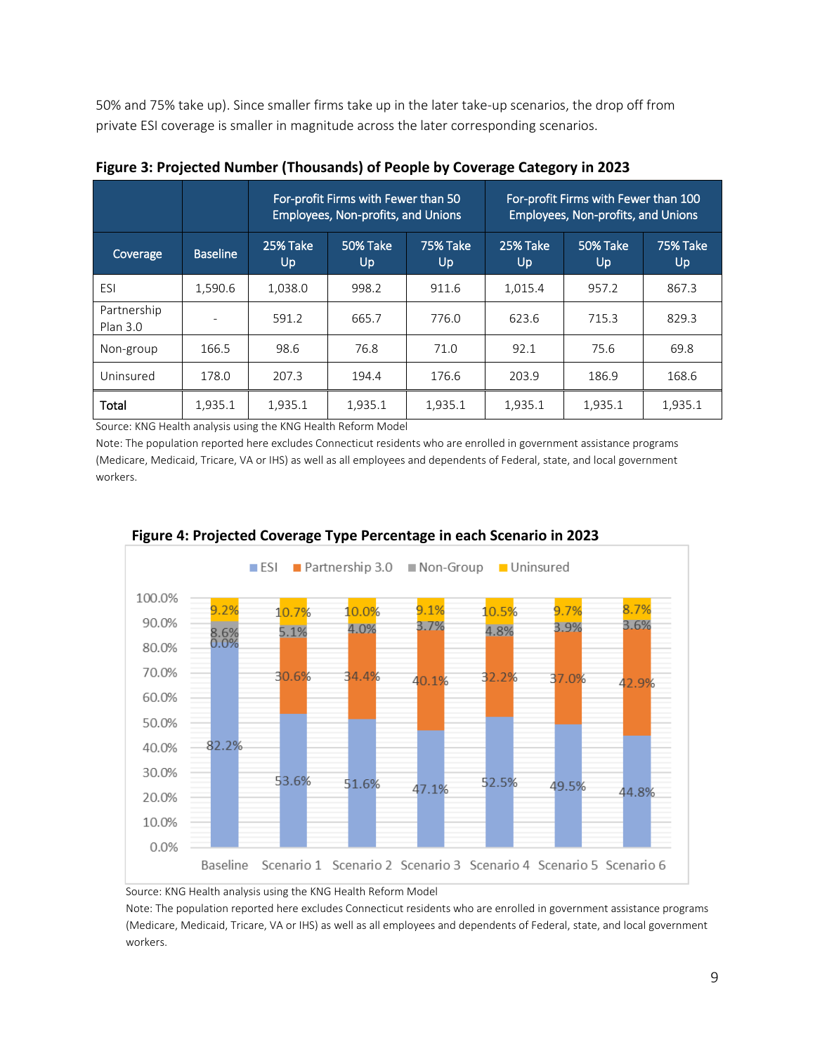50% and 75% take up). Since smaller firms take up in the later take-up scenarios, the drop off from private ESI coverage is smaller in magnitude across the later corresponding scenarios.

**Figure 3: Projected Number (Thousands) of People by Coverage Category in 2023**

| | | For-profit Firms with Fewer than 50 Employees, Non-profits, and Unions | | | For-profit Firms with Fewer than 100 Employees, Non-profits, and Unions | | |
|---|---|---|---|---|---|---|---|
| Coverage | Baseline | 25% Take Up | 50% Take Up | 75% Take Up | 25% Take Up | 50% Take Up | 75% Take Up |
| ESI | 1,590.6 | 1,038.0 | 998.2 | 911.6 | 1,015.4 | 957.2 | 867.3 |
| Partnership Plan 3.0 | - | 591.2 | 665.7 | 776.0 | 623.6 | 715.3 | 829.3 |
| Non-group | 166.5 | 98.6 | 76.8 | 71.0 | 92.1 | 75.6 | 69.8 |
| Uninsured | 178.0 | 207.3 | 194.4 | 176.6 | 203.9 | 186.9 | 168.6 |
| **Total** | 1,935.1 | 1,935.1 | 1,935.1 | 1,935.1 | 1,935.1 | 1,935.1 | 1,935.1 |

Source: KNG Health analysis using the KNG Health Reform Model

Note: The population reported here excludes Connecticut residents who are enrolled in government assistance programs (Medicare, Medicaid, Tricare, VA or IHS) as well as all employees and dependents of Federal, state, and local government workers.

**Figure 4: Projected Coverage Type Percentage in each Scenario in 2023**

| | Baseline | Scenario 1 | Scenario 2 | Scenario 3 | Scenario 4 | Scenario 5 | Scenario 6 |
|---|---|---|---|---|---|---|---|
| ESI | 82.2% | 53.6% | 51.6% | 47.1% | 52.5% | 49.5% | 44.8% |
| Partnership 3.0 | 0.0% | 30.6% | 34.4% | 40.1% | 32.2% | 37.0% | 42.9% |
| Non-Group | 8.6% | 5.1% | 4.0% | 3.7% | 4.8% | 3.9% | 3.6% |
| Uninsured | 9.2% | 10.7% | 10.0% | 9.1% | 10.5% | 9.7% | 8.7% |

Source: KNG Health analysis using the KNG Health Reform Model

Note: The population reported here excludes Connecticut residents who are enrolled in government assistance programs (Medicare, Medicaid, Tricare, VA or IHS) as well as all employees and dependents of Federal, state, and local government workers.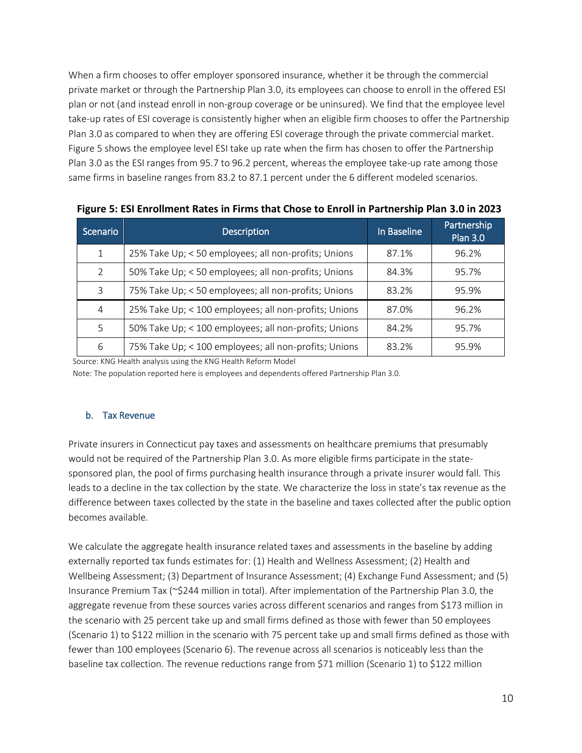When a firm chooses to offer employer sponsored insurance, whether it be through the commercial private market or through the Partnership Plan 3.0, its employees can choose to enroll in the offered ESI plan or not (and instead enroll in non-group coverage or be uninsured). We find that the employee level take-up rates of ESI coverage is consistently higher when an eligible firm chooses to offer the Partnership Plan 3.0 as compared to when they are offering ESI coverage through the private commercial market. Figure 5 shows the employee level ESI take up rate when the firm has chosen to offer the Partnership Plan 3.0 as the ESI ranges from 95.7 to 96.2 percent, whereas the employee take-up rate among those same firms in baseline ranges from 83.2 to 87.1 percent under the 6 different modeled scenarios.

**Figure 5: ESI Enrollment Rates in Firms that Chose to Enroll in Partnership Plan 3.0 in 2023**

| Scenario | Description | In Baseline | Partnership Plan 3.0 |
|---|---|---|---|
| 1 | 25% Take Up; < 50 employees; all non-profits; Unions | 87.1% | 96.2% |
| 2 | 50% Take Up; < 50 employees; all non-profits; Unions | 84.3% | 95.7% |
| 3 | 75% Take Up; < 50 employees; all non-profits; Unions | 83.2% | 95.9% |
| 4 | 25% Take Up; < 100 employees; all non-profits; Unions | 87.0% | 96.2% |
| 5 | 50% Take Up; < 100 employees; all non-profits; Unions | 84.2% | 95.7% |
| 6 | 75% Take Up; < 100 employees; all non-profits; Unions | 83.2% | 95.9% |

Source: KNG Health analysis using the KNG Health Reform Model

Note: The population reported here is employees and dependents offered Partnership Plan 3.0.

### b. Tax Revenue

Private insurers in Connecticut pay taxes and assessments on healthcare premiums that presumably would not be required of the Partnership Plan 3.0. As more eligible firms participate in the state-sponsored plan, the pool of firms purchasing health insurance through a private insurer would fall. This leads to a decline in the tax collection by the state. We characterize the loss in state's tax revenue as the difference between taxes collected by the state in the baseline and taxes collected after the public option becomes available.

We calculate the aggregate health insurance related taxes and assessments in the baseline by adding externally reported tax funds estimates for: (1) Health and Wellness Assessment; (2) Health and Wellbeing Assessment; (3) Department of Insurance Assessment; (4) Exchange Fund Assessment; and (5) Insurance Premium Tax (~$244 million in total). After implementation of the Partnership Plan 3.0, the aggregate revenue from these sources varies across different scenarios and ranges from $173 million in the scenario with 25 percent take up and small firms defined as those with fewer than 50 employees (Scenario 1) to $122 million in the scenario with 75 percent take up and small firms defined as those with fewer than 100 employees (Scenario 6). The revenue across all scenarios is noticeably less than the baseline tax collection. The revenue reductions range from $71 million (Scenario 1) to $122 million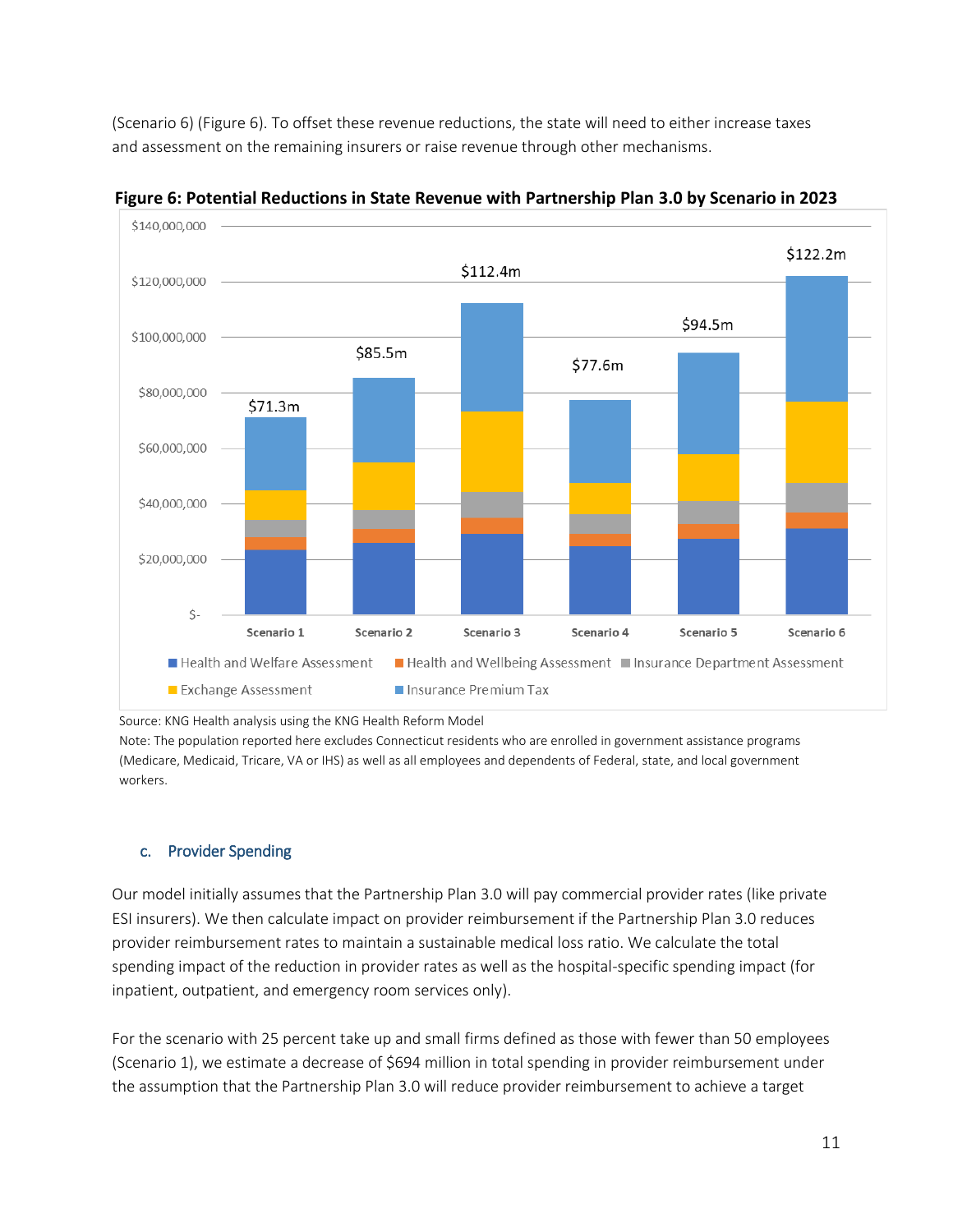(Scenario 6) (Figure 6). To offset these revenue reductions, the state will need to either increase taxes and assessment on the remaining insurers or raise revenue through other mechanisms.

**Figure 6: Potential Reductions in State Revenue with Partnership Plan 3.0 by Scenario in 2023**

| Scenario | Total |
|---|---|
| Scenario 1 | $71.3m |
| Scenario 2 | $85.5m |
| Scenario 3 | $112.4m |
| Scenario 4 | $77.6m |
| Scenario 5 | $94.5m |
| Scenario 6 | $122.2m |

Legend: Health and Welfare Assessment; Health and Wellbeing Assessment; Insurance Department Assessment; Exchange Assessment; Insurance Premium Tax

Source: KNG Health analysis using the KNG Health Reform Model

Note: The population reported here excludes Connecticut residents who are enrolled in government assistance programs (Medicare, Medicaid, Tricare, VA or IHS) as well as all employees and dependents of Federal, state, and local government workers.

### c. Provider Spending

Our model initially assumes that the Partnership Plan 3.0 will pay commercial provider rates (like private ESI insurers). We then calculate impact on provider reimbursement if the Partnership Plan 3.0 reduces provider reimbursement rates to maintain a sustainable medical loss ratio. We calculate the total spending impact of the reduction in provider rates as well as the hospital-specific spending impact (for inpatient, outpatient, and emergency room services only).

For the scenario with 25 percent take up and small firms defined as those with fewer than 50 employees (Scenario 1), we estimate a decrease of $694 million in total spending in provider reimbursement under the assumption that the Partnership Plan 3.0 will reduce provider reimbursement to achieve a target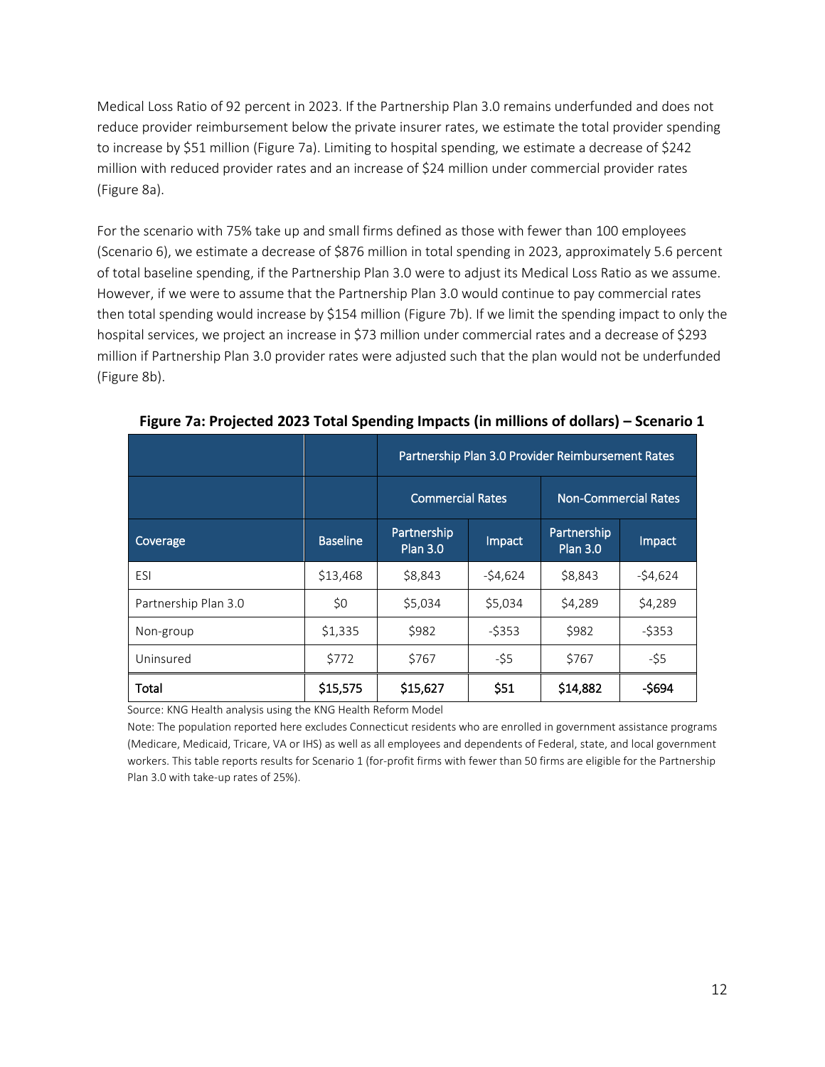Medical Loss Ratio of 92 percent in 2023. If the Partnership Plan 3.0 remains underfunded and does not reduce provider reimbursement below the private insurer rates, we estimate the total provider spending to increase by $51 million (Figure 7a). Limiting to hospital spending, we estimate a decrease of $242 million with reduced provider rates and an increase of $24 million under commercial provider rates (Figure 8a).

For the scenario with 75% take up and small firms defined as those with fewer than 100 employees (Scenario 6), we estimate a decrease of $876 million in total spending in 2023, approximately 5.6 percent of total baseline spending, if the Partnership Plan 3.0 were to adjust its Medical Loss Ratio as we assume. However, if we were to assume that the Partnership Plan 3.0 would continue to pay commercial rates then total spending would increase by $154 million (Figure 7b). If we limit the spending impact to only the hospital services, we project an increase in $73 million under commercial rates and a decrease of $293 million if Partnership Plan 3.0 provider rates were adjusted such that the plan would not be underfunded (Figure 8b).

**Figure 7a: Projected 2023 Total Spending Impacts (in millions of dollars) – Scenario 1**

| | | Partnership Plan 3.0 Provider Reimbursement Rates | | | |
|---|---|---|---|---|---|
| | | Commercial Rates | | Non-Commercial Rates | |
| Coverage | Baseline | Partnership Plan 3.0 | Impact | Partnership Plan 3.0 | Impact |
| ESI | $13,468 | $8,843 | -$4,624 | $8,843 | -$4,624 |
| Partnership Plan 3.0 | $0 | $5,034 | $5,034 | $4,289 | $4,289 |
| Non-group | $1,335 | $982 | -$353 | $982 | -$353 |
| Uninsured | $772 | $767 | -$5 | $767 | -$5 |
| **Total** | **$15,575** | **$15,627** | **$51** | **$14,882** | **-$694** |

Source: KNG Health analysis using the KNG Health Reform Model

Note: The population reported here excludes Connecticut residents who are enrolled in government assistance programs (Medicare, Medicaid, Tricare, VA or IHS) as well as all employees and dependents of Federal, state, and local government workers. This table reports results for Scenario 1 (for-profit firms with fewer than 50 firms are eligible for the Partnership Plan 3.0 with take-up rates of 25%).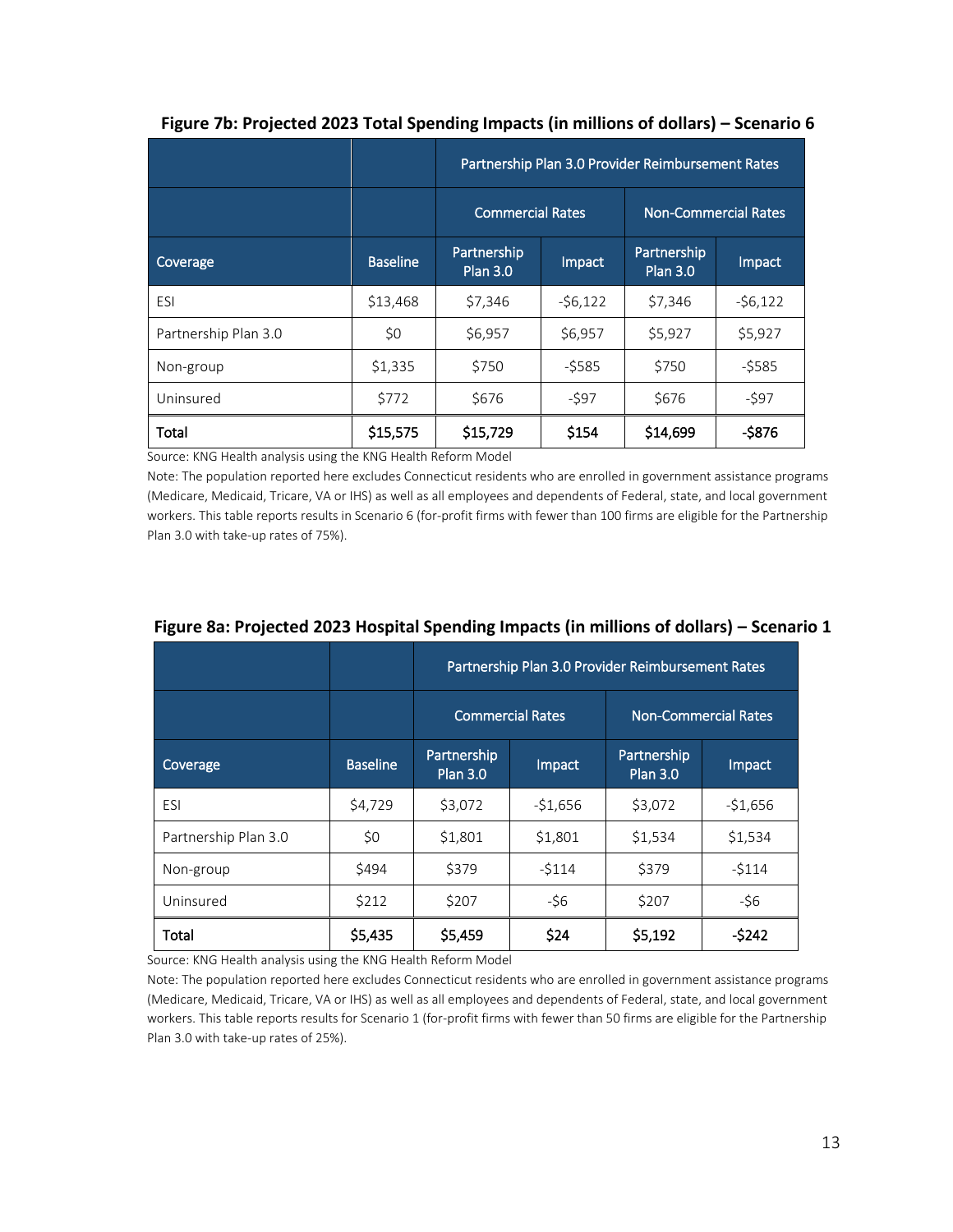**Figure 7b: Projected 2023 Total Spending Impacts (in millions of dollars) – Scenario 6**

| | | Partnership Plan 3.0 Provider Reimbursement Rates | | | |
|---|---|---|---|---|---|
| | | Commercial Rates | | Non-Commercial Rates | |
| Coverage | Baseline | Partnership Plan 3.0 | Impact | Partnership Plan 3.0 | Impact |
| ESI | $13,468 | $7,346 | -$6,122 | $7,346 | -$6,122 |
| Partnership Plan 3.0 | $0 | $6,957 | $6,957 | $5,927 | $5,927 |
| Non-group | $1,335 | $750 | -$585 | $750 | -$585 |
| Uninsured | $772 | $676 | -$97 | $676 | -$97 |
| **Total** | **$15,575** | **$15,729** | **$154** | **$14,699** | **-$876** |

Source: KNG Health analysis using the KNG Health Reform Model

Note: The population reported here excludes Connecticut residents who are enrolled in government assistance programs (Medicare, Medicaid, Tricare, VA or IHS) as well as all employees and dependents of Federal, state, and local government workers. This table reports results in Scenario 6 (for-profit firms with fewer than 100 firms are eligible for the Partnership Plan 3.0 with take-up rates of 75%).

**Figure 8a: Projected 2023 Hospital Spending Impacts (in millions of dollars) – Scenario 1**

| | | Partnership Plan 3.0 Provider Reimbursement Rates | | | |
|---|---|---|---|---|---|
| | | Commercial Rates | | Non-Commercial Rates | |
| Coverage | Baseline | Partnership Plan 3.0 | Impact | Partnership Plan 3.0 | Impact |
| ESI | $4,729 | $3,072 | -$1,656 | $3,072 | -$1,656 |
| Partnership Plan 3.0 | $0 | $1,801 | $1,801 | $1,534 | $1,534 |
| Non-group | $494 | $379 | -$114 | $379 | -$114 |
| Uninsured | $212 | $207 | -$6 | $207 | -$6 |
| **Total** | **$5,435** | **$5,459** | **$24** | **$5,192** | **-$242** |

Source: KNG Health analysis using the KNG Health Reform Model

Note: The population reported here excludes Connecticut residents who are enrolled in government assistance programs (Medicare, Medicaid, Tricare, VA or IHS) as well as all employees and dependents of Federal, state, and local government workers. This table reports results for Scenario 1 (for-profit firms with fewer than 50 firms are eligible for the Partnership Plan 3.0 with take-up rates of 25%).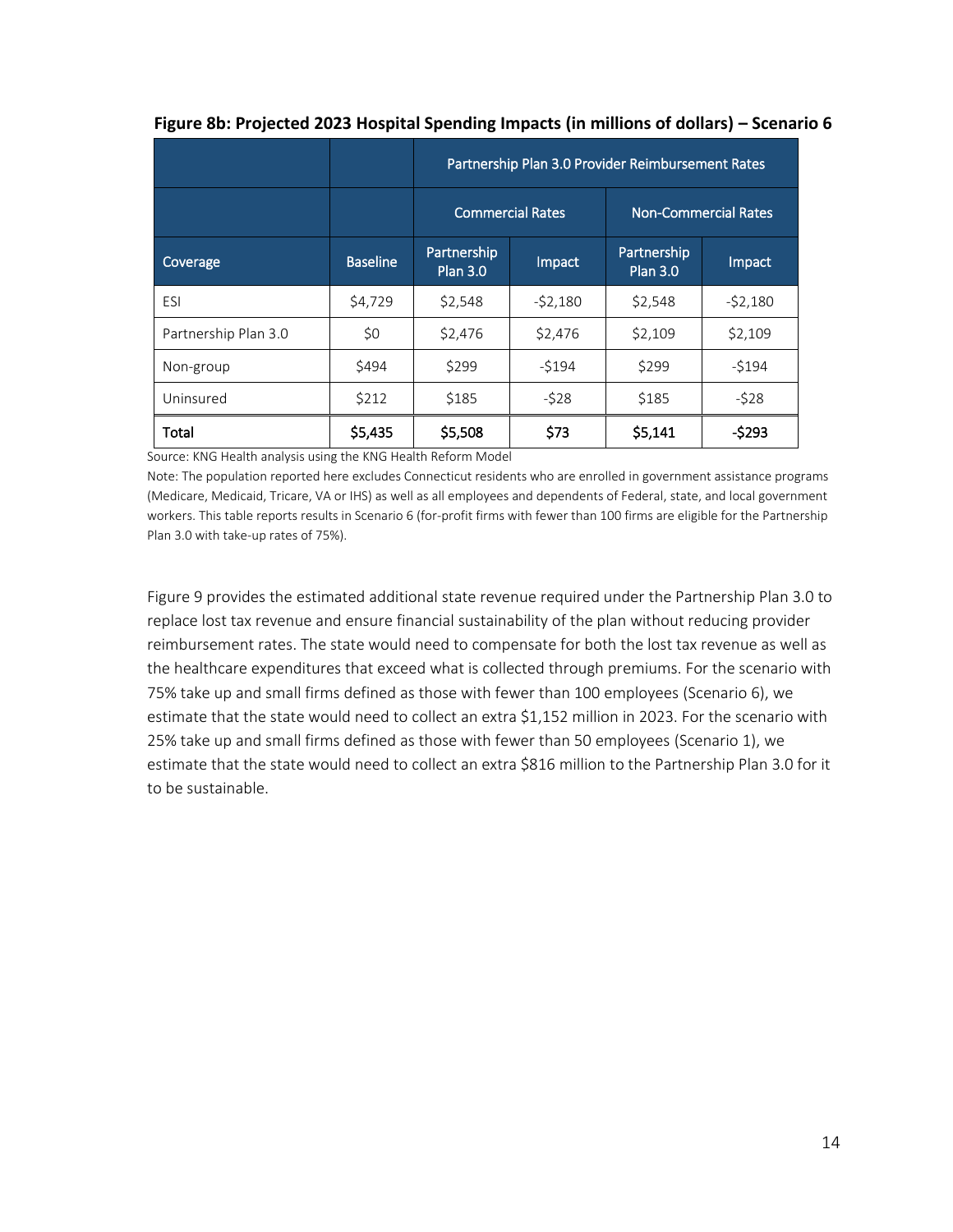**Figure 8b: Projected 2023 Hospital Spending Impacts (in millions of dollars) – Scenario 6**

| | | Partnership Plan 3.0 Provider Reimbursement Rates | | | |
|---|---|---|---|---|---|
| | | Commercial Rates | | Non-Commercial Rates | |
| Coverage | Baseline | Partnership Plan 3.0 | Impact | Partnership Plan 3.0 | Impact |
| ESI | $4,729 | $2,548 | -$2,180 | $2,548 | -$2,180 |
| Partnership Plan 3.0 | $0 | $2,476 | $2,476 | $2,109 | $2,109 |
| Non-group | $494 | $299 | -$194 | $299 | -$194 |
| Uninsured | $212 | $185 | -$28 | $185 | -$28 |
| **Total** | **$5,435** | **$5,508** | **$73** | **$5,141** | **-$293** |

Source: KNG Health analysis using the KNG Health Reform Model

Note: The population reported here excludes Connecticut residents who are enrolled in government assistance programs (Medicare, Medicaid, Tricare, VA or IHS) as well as all employees and dependents of Federal, state, and local government workers. This table reports results in Scenario 6 (for-profit firms with fewer than 100 firms are eligible for the Partnership Plan 3.0 with take-up rates of 75%).

Figure 9 provides the estimated additional state revenue required under the Partnership Plan 3.0 to replace lost tax revenue and ensure financial sustainability of the plan without reducing provider reimbursement rates. The state would need to compensate for both the lost tax revenue as well as the healthcare expenditures that exceed what is collected through premiums. For the scenario with 75% take up and small firms defined as those with fewer than 100 employees (Scenario 6), we estimate that the state would need to collect an extra $1,152 million in 2023. For the scenario with 25% take up and small firms defined as those with fewer than 50 employees (Scenario 1), we estimate that the state would need to collect an extra $816 million to the Partnership Plan 3.0 for it to be sustainable.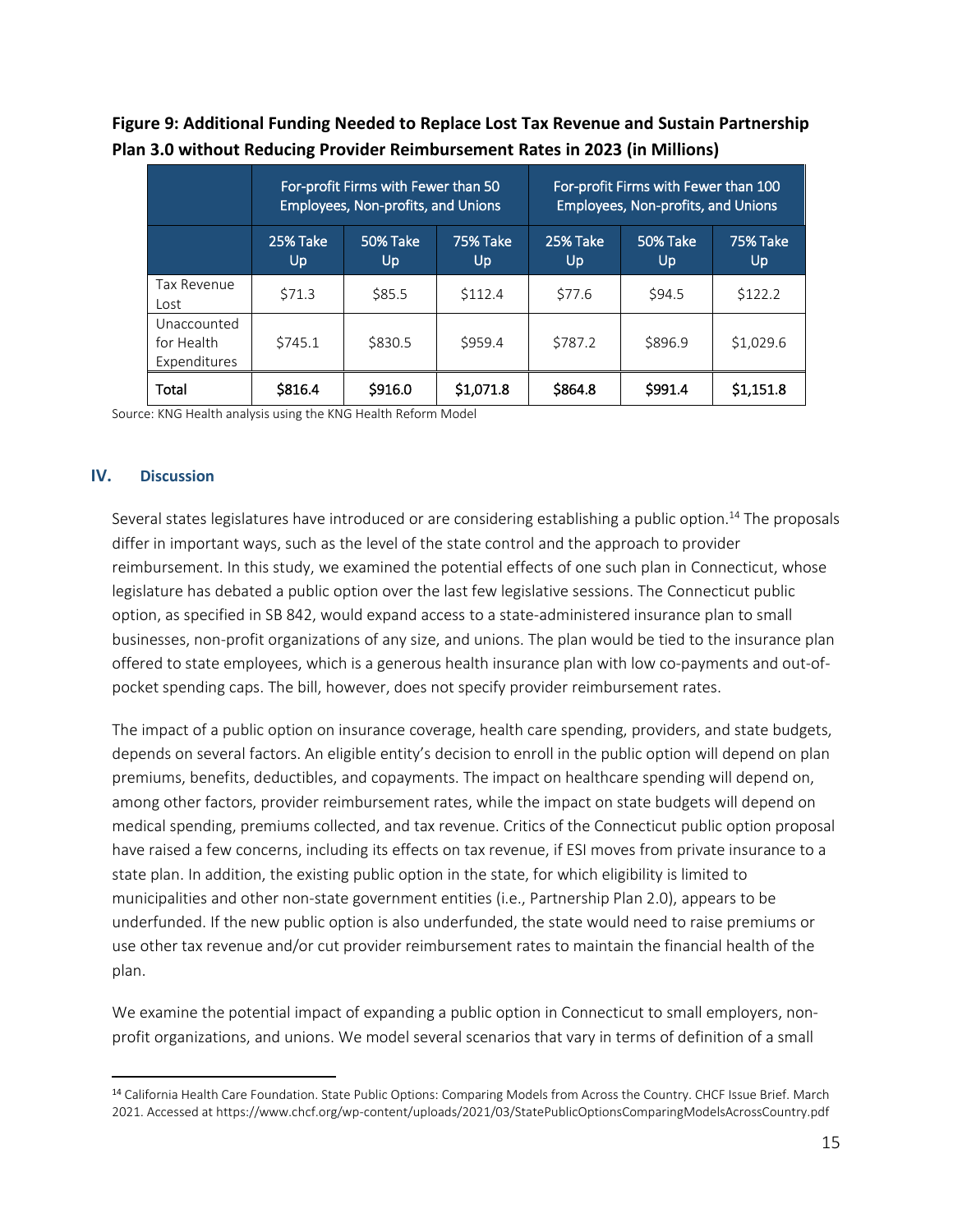**Figure 9: Additional Funding Needed to Replace Lost Tax Revenue and Sustain Partnership Plan 3.0 without Reducing Provider Reimbursement Rates in 2023 (in Millions)**

| | For-profit Firms with Fewer than 50 Employees, Non-profits, and Unions | | | For-profit Firms with Fewer than 100 Employees, Non-profits, and Unions | | |
|---|---|---|---|---|---|---|
| | 25% Take Up | 50% Take Up | 75% Take Up | 25% Take Up | 50% Take Up | 75% Take Up |
| Tax Revenue Lost | $71.3 | $85.5 | $112.4 | $77.6 | $94.5 | $122.2 |
| Unaccounted for Health Expenditures | $745.1 | $830.5 | $959.4 | $787.2 | $896.9 | $1,029.6 |
| **Total** | **$816.4** | **$916.0** | **$1,071.8** | **$864.8** | **$991.4** | **$1,151.8** |

Source: KNG Health analysis using the KNG Health Reform Model

## IV. Discussion

Several states legislatures have introduced or are considering establishing a public option.[14] The proposals differ in important ways, such as the level of the state control and the approach to provider reimbursement. In this study, we examined the potential effects of one such plan in Connecticut, whose legislature has debated a public option over the last few legislative sessions. The Connecticut public option, as specified in SB 842, would expand access to a state-administered insurance plan to small businesses, non-profit organizations of any size, and unions. The plan would be tied to the insurance plan offered to state employees, which is a generous health insurance plan with low co-payments and out-of-pocket spending caps. The bill, however, does not specify provider reimbursement rates.

The impact of a public option on insurance coverage, health care spending, providers, and state budgets, depends on several factors. An eligible entity's decision to enroll in the public option will depend on plan premiums, benefits, deductibles, and copayments. The impact on healthcare spending will depend on, among other factors, provider reimbursement rates, while the impact on state budgets will depend on medical spending, premiums collected, and tax revenue. Critics of the Connecticut public option proposal have raised a few concerns, including its effects on tax revenue, if ESI moves from private insurance to a state plan. In addition, the existing public option in the state, for which eligibility is limited to municipalities and other non-state government entities (i.e., Partnership Plan 2.0), appears to be underfunded. If the new public option is also underfunded, the state would need to raise premiums or use other tax revenue and/or cut provider reimbursement rates to maintain the financial health of the plan.

We examine the potential impact of expanding a public option in Connecticut to small employers, non-profit organizations, and unions. We model several scenarios that vary in terms of definition of a small

[14] California Health Care Foundation. State Public Options: Comparing Models from Across the Country. CHCF Issue Brief. March 2021. Accessed at https://www.chcf.org/wp-content/uploads/2021/03/StatePublicOptionsComparingModelsAcrossCountry.pdf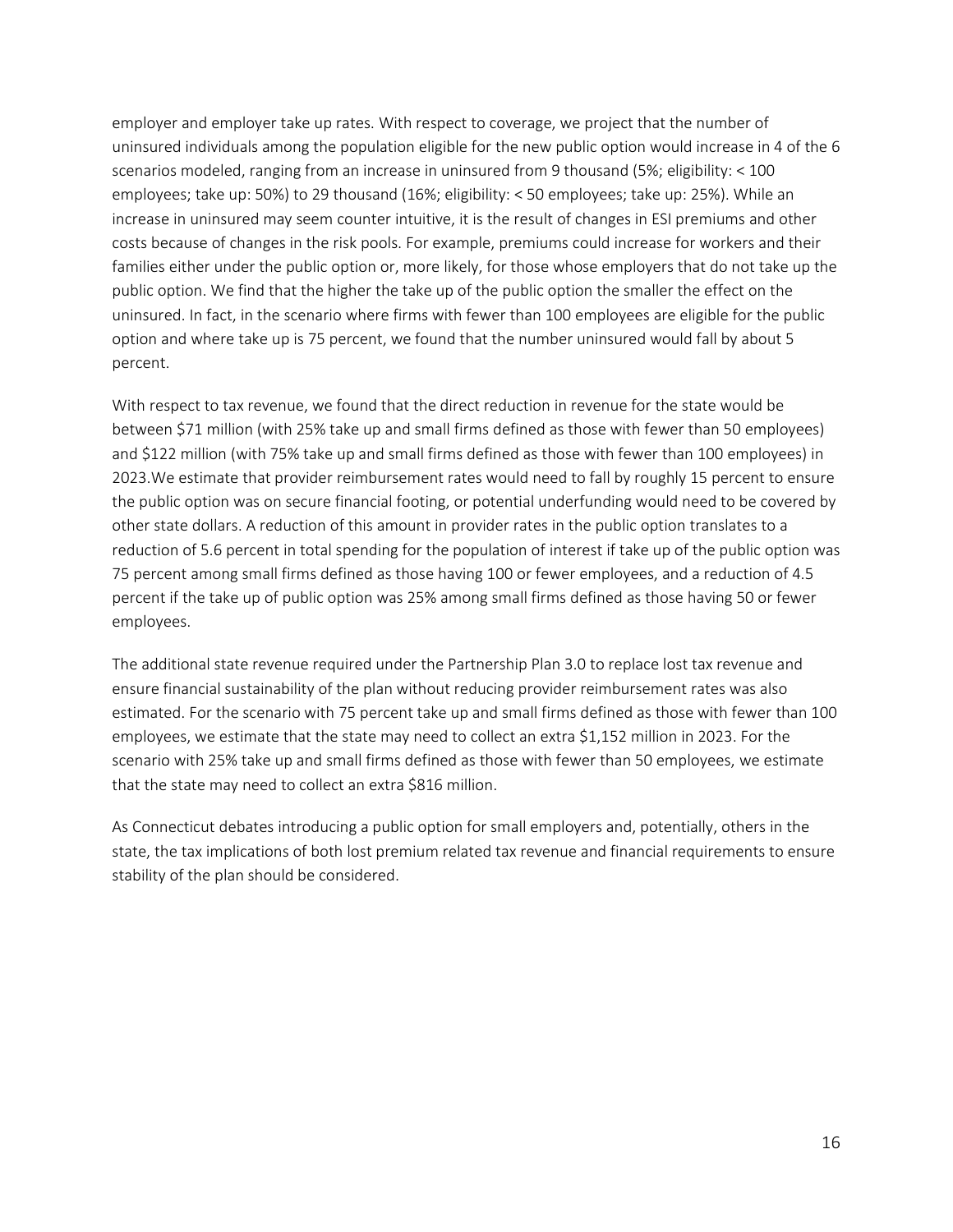employer and employer take up rates. With respect to coverage, we project that the number of uninsured individuals among the population eligible for the new public option would increase in 4 of the 6 scenarios modeled, ranging from an increase in uninsured from 9 thousand (5%; eligibility: < 100 employees; take up: 50%) to 29 thousand (16%; eligibility: < 50 employees; take up: 25%). While an increase in uninsured may seem counter intuitive, it is the result of changes in ESI premiums and other costs because of changes in the risk pools. For example, premiums could increase for workers and their families either under the public option or, more likely, for those whose employers that do not take up the public option. We find that the higher the take up of the public option the smaller the effect on the uninsured. In fact, in the scenario where firms with fewer than 100 employees are eligible for the public option and where take up is 75 percent, we found that the number uninsured would fall by about 5 percent.

With respect to tax revenue, we found that the direct reduction in revenue for the state would be between $71 million (with 25% take up and small firms defined as those with fewer than 50 employees) and $122 million (with 75% take up and small firms defined as those with fewer than 100 employees) in 2023.We estimate that provider reimbursement rates would need to fall by roughly 15 percent to ensure the public option was on secure financial footing, or potential underfunding would need to be covered by other state dollars. A reduction of this amount in provider rates in the public option translates to a reduction of 5.6 percent in total spending for the population of interest if take up of the public option was 75 percent among small firms defined as those having 100 or fewer employees, and a reduction of 4.5 percent if the take up of public option was 25% among small firms defined as those having 50 or fewer employees.

The additional state revenue required under the Partnership Plan 3.0 to replace lost tax revenue and ensure financial sustainability of the plan without reducing provider reimbursement rates was also estimated. For the scenario with 75 percent take up and small firms defined as those with fewer than 100 employees, we estimate that the state may need to collect an extra $1,152 million in 2023. For the scenario with 25% take up and small firms defined as those with fewer than 50 employees, we estimate that the state may need to collect an extra $816 million.

As Connecticut debates introducing a public option for small employers and, potentially, others in the state, the tax implications of both lost premium related tax revenue and financial requirements to ensure stability of the plan should be considered.